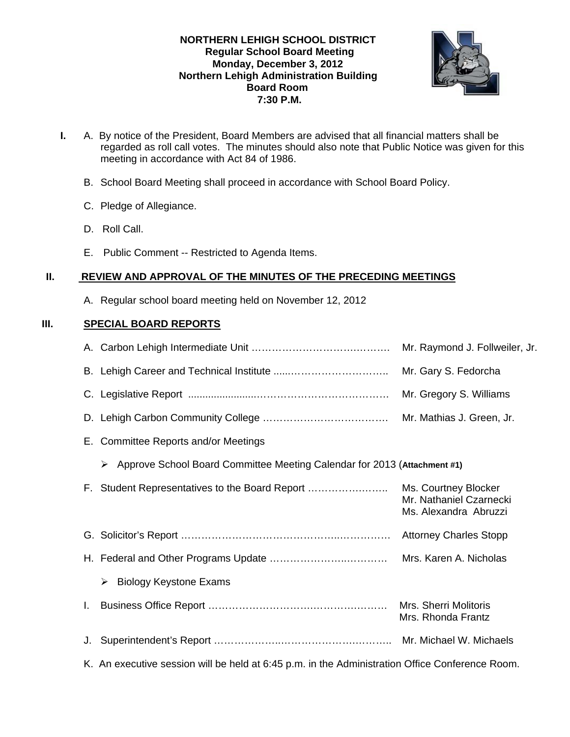**NORTHERN LEHIGH SCHOOL DISTRICT**
**Regular School Board Meeting**
**Monday, December 3, 2012**
**Northern Lehigh Administration Building**
**Board Room**
**7:30 P.M.**

**I.** A. By notice of the President, Board Members are advised that all financial matters shall be regarded as roll call votes. The minutes should also note that Public Notice was given for this meeting in accordance with Act 84 of 1986.

B. School Board Meeting shall proceed in accordance with School Board Policy.

C. Pledge of Allegiance.

D. Roll Call.

E. Public Comment -- Restricted to Agenda Items.

## II. REVIEW AND APPROVAL OF THE MINUTES OF THE PRECEDING MEETINGS

A. Regular school board meeting held on November 12, 2012

## III. SPECIAL BOARD REPORTS

A. Carbon Lehigh Intermediate Unit ……………………………………. Mr. Raymond J. Follweiler, Jr.

B. Lehigh Career and Technical Institute ......………………………….. Mr. Gary S. Fedorcha

C. Legislative Report .......................………………………………. Mr. Gregory S. Williams

D. Lehigh Carbon Community College ………………………………. Mr. Mathias J. Green, Jr.

E. Committee Reports and/or Meetings

- Approve School Board Committee Meeting Calendar for 2013 (**Attachment #1)**

F. Student Representatives to the Board Report ………………….. Ms. Courtney Blocker, Mr. Nathaniel Czarnecki, Ms. Alexandra Abruzzi

G. Solicitor's Report ……………………………………….…………. Attorney Charles Stopp

H. Federal and Other Programs Update ……………………..………… Mrs. Karen A. Nicholas

- Biology Keystone Exams

I. Business Office Report ………………………….…………..……… Mrs. Sherri Molitoris, Mrs. Rhonda Frantz

J. Superintendent's Report ………………...………………………….. Mr. Michael W. Michaels

K. An executive session will be held at 6:45 p.m. in the Administration Office Conference Room.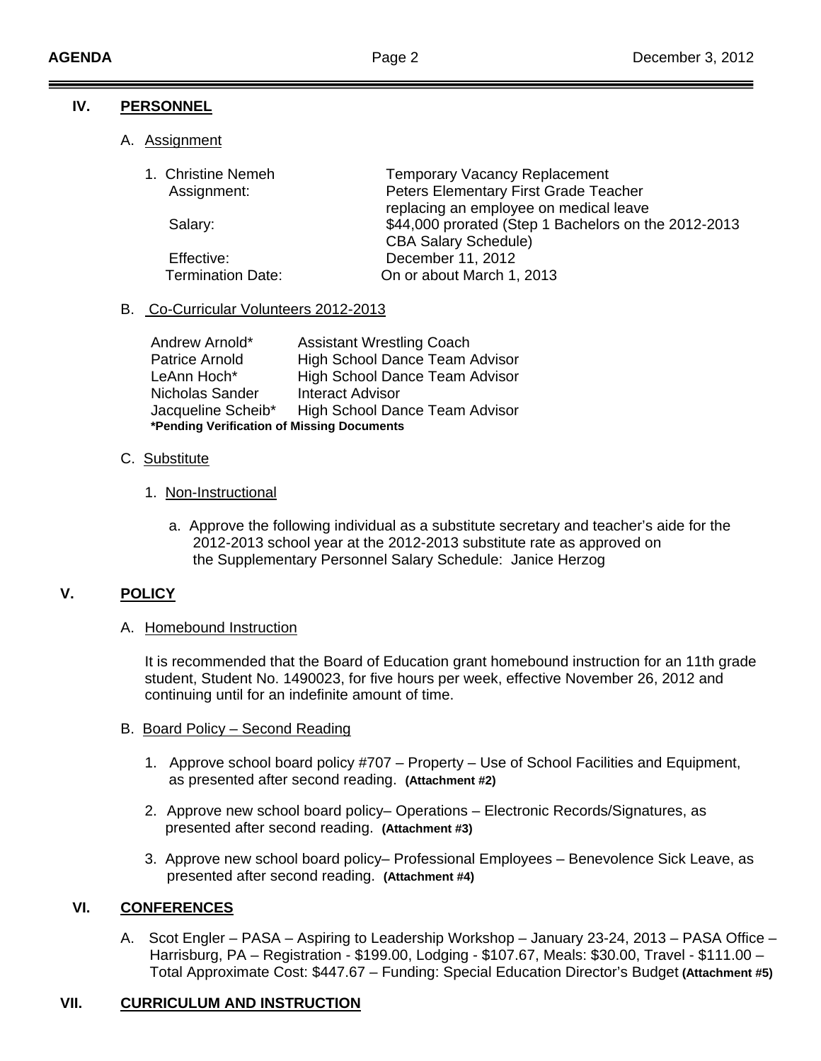## IV. PERSONNEL

A. Assignment

1. Christine Nemeh — Temporary Vacancy Replacement
   - Assignment: Peters Elementary First Grade Teacher replacing an employee on medical leave
   - Salary: $44,000 prorated (Step 1 Bachelors on the 2012-2013 CBA Salary Schedule)
   - Effective: December 11, 2012
   - Termination Date: On or about March 1, 2013

B. Co-Curricular Volunteers 2012-2013

| | |
|---|---|
| Andrew Arnold* | Assistant Wrestling Coach |
| Patrice Arnold | High School Dance Team Advisor |
| LeAnn Hoch* | High School Dance Team Advisor |
| Nicholas Sander | Interact Advisor |
| Jacqueline Scheib* | High School Dance Team Advisor |

**\*Pending Verification of Missing Documents**

C. Substitute

1. Non-Instructional

   a. Approve the following individual as a substitute secretary and teacher's aide for the 2012-2013 school year at the 2012-2013 substitute rate as approved on the Supplementary Personnel Salary Schedule: Janice Herzog

## V. POLICY

A. Homebound Instruction

It is recommended that the Board of Education grant homebound instruction for an 11th grade student, Student No. 1490023, for five hours per week, effective November 26, 2012 and continuing until for an indefinite amount of time.

B. Board Policy – Second Reading

1. Approve school board policy #707 – Property – Use of School Facilities and Equipment, as presented after second reading. **(Attachment #2)**
2. Approve new school board policy– Operations – Electronic Records/Signatures, as presented after second reading. **(Attachment #3)**
3. Approve new school board policy– Professional Employees – Benevolence Sick Leave, as presented after second reading. **(Attachment #4)**

## VI. CONFERENCES

A. Scot Engler – PASA – Aspiring to Leadership Workshop – January 23-24, 2013 – PASA Office – Harrisburg, PA – Registration - $199.00, Lodging - $107.67, Meals: $30.00, Travel - $111.00 – Total Approximate Cost: $447.67 – Funding: Special Education Director's Budget **(Attachment #5)**

## VII. CURRICULUM AND INSTRUCTION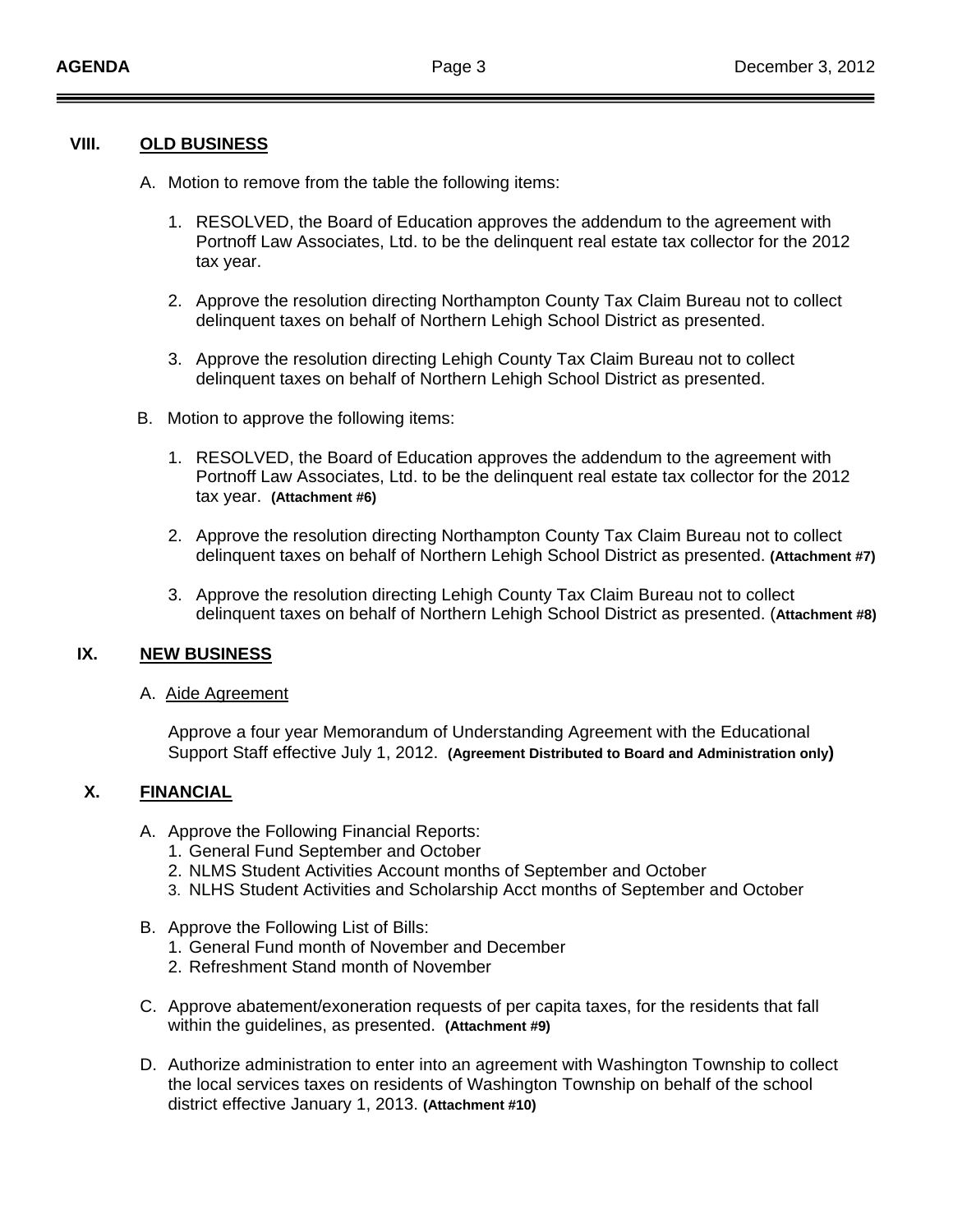## VIII. OLD BUSINESS

A. Motion to remove from the table the following items:

1. RESOLVED, the Board of Education approves the addendum to the agreement with Portnoff Law Associates, Ltd. to be the delinquent real estate tax collector for the 2012 tax year.

2. Approve the resolution directing Northampton County Tax Claim Bureau not to collect delinquent taxes on behalf of Northern Lehigh School District as presented.

3. Approve the resolution directing Lehigh County Tax Claim Bureau not to collect delinquent taxes on behalf of Northern Lehigh School District as presented.

B. Motion to approve the following items:

1. RESOLVED, the Board of Education approves the addendum to the agreement with Portnoff Law Associates, Ltd. to be the delinquent real estate tax collector for the 2012 tax year. **(Attachment #6)**

2. Approve the resolution directing Northampton County Tax Claim Bureau not to collect delinquent taxes on behalf of Northern Lehigh School District as presented. **(Attachment #7)**

3. Approve the resolution directing Lehigh County Tax Claim Bureau not to collect delinquent taxes on behalf of Northern Lehigh School District as presented. (**Attachment #8)**

## IX. NEW BUSINESS

A. Aide Agreement

Approve a four year Memorandum of Understanding Agreement with the Educational Support Staff effective July 1, 2012. **(Agreement Distributed to Board and Administration only)**

## X. FINANCIAL

A. Approve the Following Financial Reports:
1. General Fund September and October
2. NLMS Student Activities Account months of September and October
3. NLHS Student Activities and Scholarship Acct months of September and October

B. Approve the Following List of Bills:
1. General Fund month of November and December
2. Refreshment Stand month of November

C. Approve abatement/exoneration requests of per capita taxes, for the residents that fall within the guidelines, as presented. **(Attachment #9)**

D. Authorize administration to enter into an agreement with Washington Township to collect the local services taxes on residents of Washington Township on behalf of the school district effective January 1, 2013. **(Attachment #10)**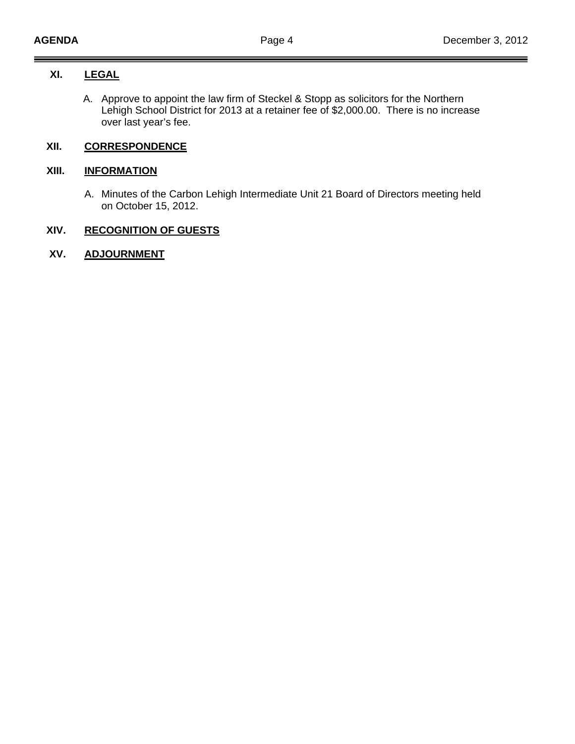## XI. LEGAL

A. Approve to appoint the law firm of Steckel & Stopp as solicitors for the Northern Lehigh School District for 2013 at a retainer fee of $2,000.00. There is no increase over last year's fee.

## XII. CORRESPONDENCE

## XIII. INFORMATION

A. Minutes of the Carbon Lehigh Intermediate Unit 21 Board of Directors meeting held on October 15, 2012.

## XIV. RECOGNITION OF GUESTS

## XV. ADJOURNMENT